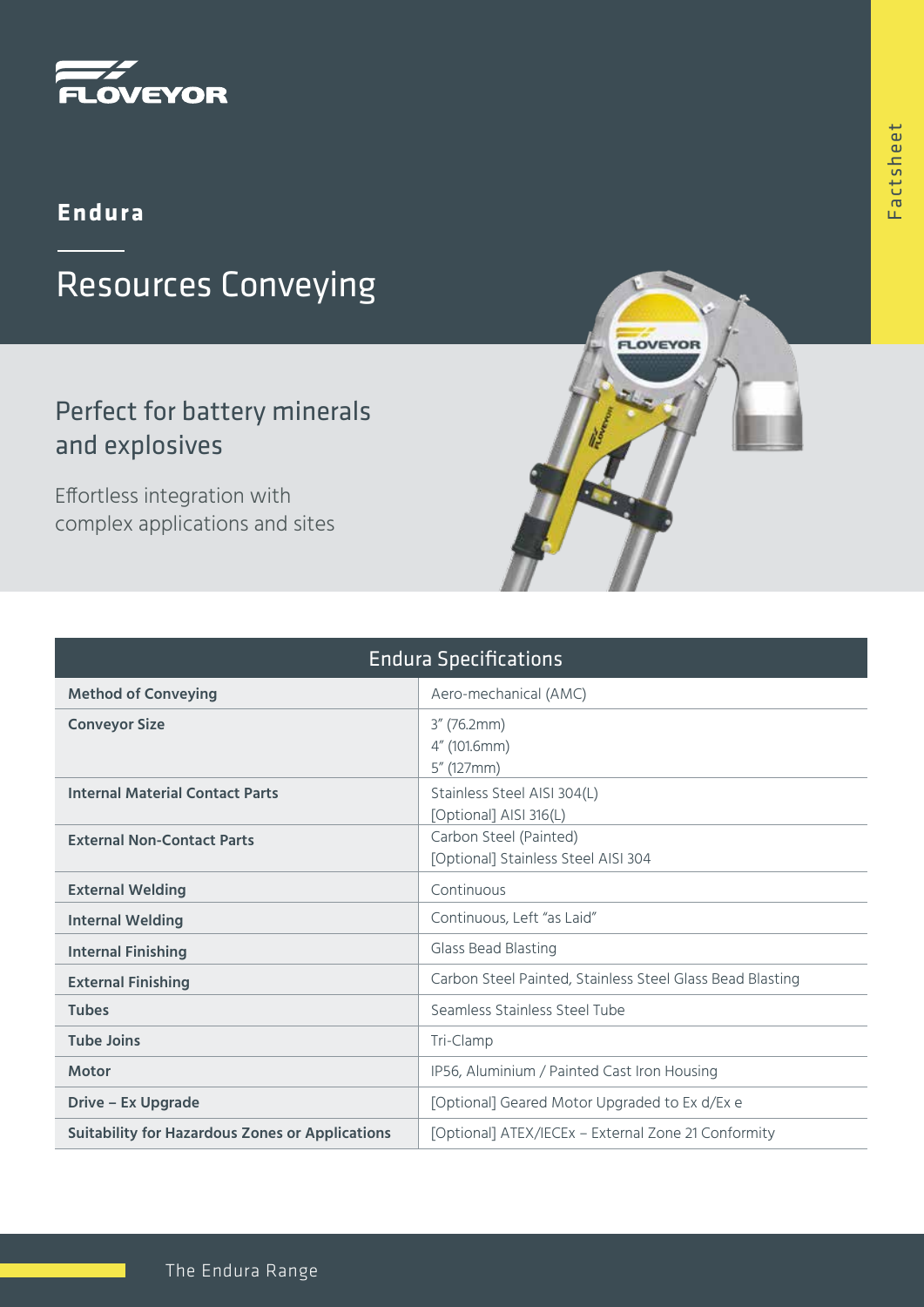# Endura

## Resources Conveying

### Perfect for battery minerals and explosives

Effortless integration with complex applications and sites

| Endura Specifications | |
|---|---|
| **Method of Conveying** | Aero-mechanical (AMC) |
| **Conveyor Size** | 3″ (76.2mm)<br>4″ (101.6mm)<br>5″ (127mm) |
| **Internal Material Contact Parts** | Stainless Steel AISI 304(L)<br>[Optional] AISI 316(L) |
| **External Non-Contact Parts** | Carbon Steel (Painted)<br>[Optional] Stainless Steel AISI 304 |
| **External Welding** | Continuous |
| **Internal Welding** | Continuous, Left "as Laid" |
| **Internal Finishing** | Glass Bead Blasting |
| **External Finishing** | Carbon Steel Painted, Stainless Steel Glass Bead Blasting |
| **Tubes** | Seamless Stainless Steel Tube |
| **Tube Joins** | Tri-Clamp |
| **Motor** | IP56, Aluminium / Painted Cast Iron Housing |
| **Drive – Ex Upgrade** | [Optional] Geared Motor Upgraded to Ex d/Ex e |
| **Suitability for Hazardous Zones or Applications** | [Optional] ATEX/IECEx – External Zone 21 Conformity |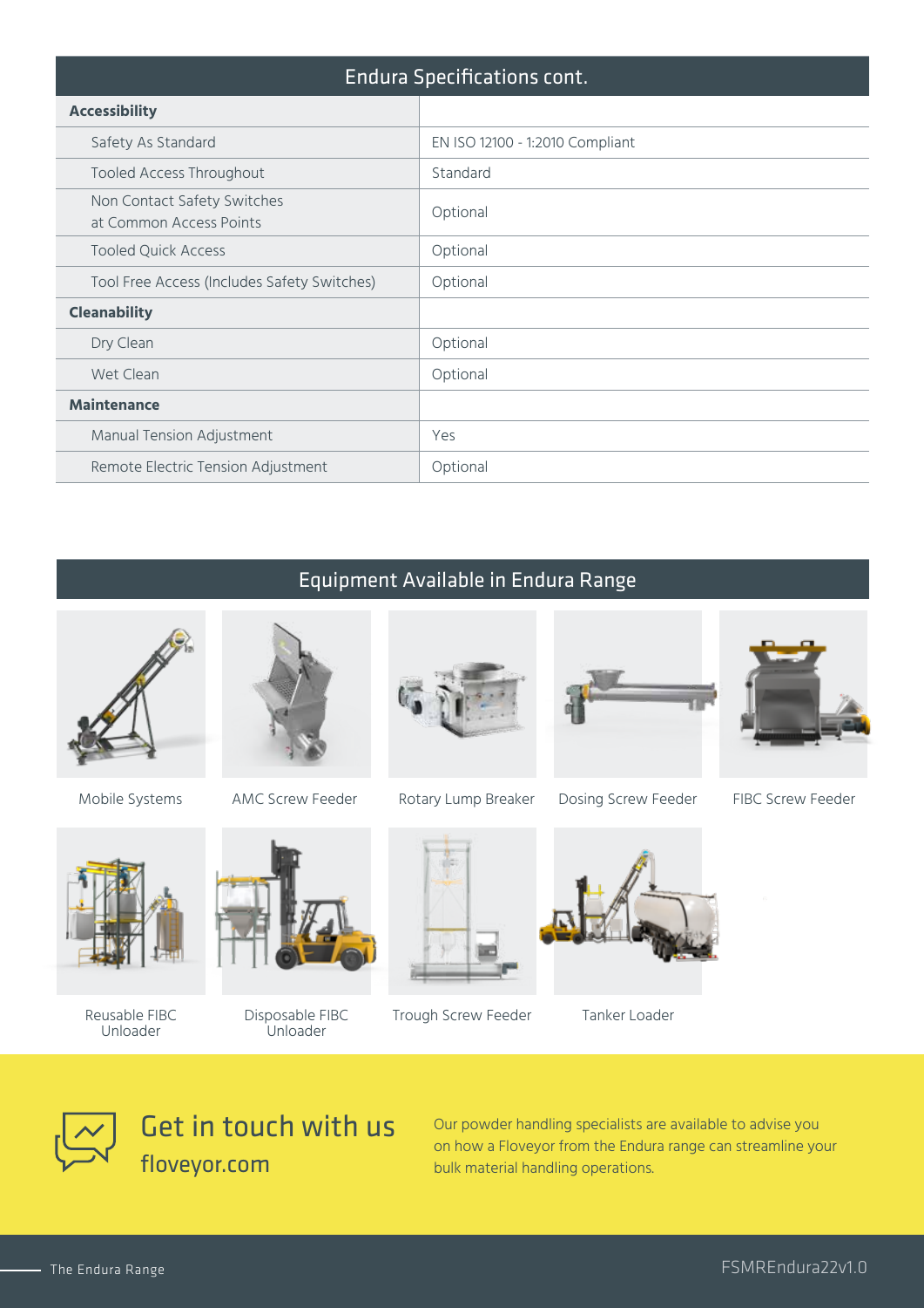## Endura Specifications cont.

| | |
|---|---|
| **Accessibility** | |
| Safety As Standard | EN ISO 12100 - 1:2010 Compliant |
| Tooled Access Throughout | Standard |
| Non Contact Safety Switches at Common Access Points | Optional |
| Tooled Quick Access | Optional |
| Tool Free Access (Includes Safety Switches) | Optional |
| **Cleanability** | |
| Dry Clean | Optional |
| Wet Clean | Optional |
| **Maintenance** | |
| Manual Tension Adjustment | Yes |
| Remote Electric Tension Adjustment | Optional |

## Equipment Available in Endura Range

Mobile Systems

AMC Screw Feeder

Rotary Lump Breaker

Dosing Screw Feeder

FIBC Screw Feeder

Reusable FIBC Unloader

Disposable FIBC Unloader

Trough Screw Feeder

Tanker Loader

## Get in touch with us

floveyor.com

Our powder handling specialists are available to advise you on how a Floveyor from the Endura range can streamline your bulk material handling operations.

FSMREndura22v1.0